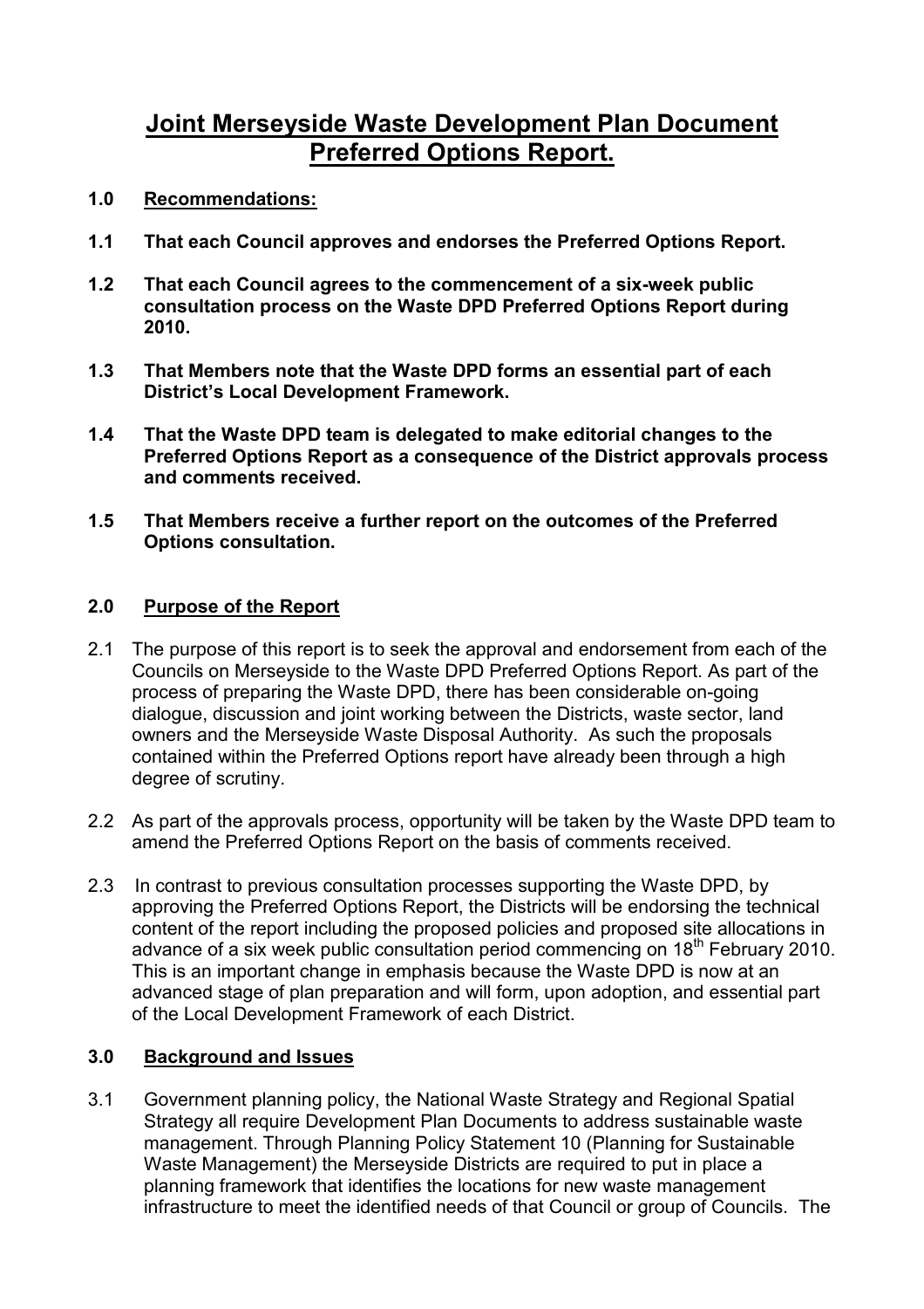# Joint Merseyside Waste Development Plan Document Preferred Options Report.

**1.0 Recommendations:**

**1.1 That each Council approves and endorses the Preferred Options Report.**

**1.2 That each Council agrees to the commencement of a six-week public consultation process on the Waste DPD Preferred Options Report during 2010.**

**1.3 That Members note that the Waste DPD forms an essential part of each District's Local Development Framework.**

**1.4 That the Waste DPD team is delegated to make editorial changes to the Preferred Options Report as a consequence of the District approvals process and comments received.**

**1.5 That Members receive a further report on the outcomes of the Preferred Options consultation.**

## 2.0 Purpose of the Report

2.1 The purpose of this report is to seek the approval and endorsement from each of the Councils on Merseyside to the Waste DPD Preferred Options Report. As part of the process of preparing the Waste DPD, there has been considerable on-going dialogue, discussion and joint working between the Districts, waste sector, land owners and the Merseyside Waste Disposal Authority. As such the proposals contained within the Preferred Options report have already been through a high degree of scrutiny.

2.2 As part of the approvals process, opportunity will be taken by the Waste DPD team to amend the Preferred Options Report on the basis of comments received.

2.3 In contrast to previous consultation processes supporting the Waste DPD, by approving the Preferred Options Report, the Districts will be endorsing the technical content of the report including the proposed policies and proposed site allocations in advance of a six week public consultation period commencing on 18th February 2010. This is an important change in emphasis because the Waste DPD is now at an advanced stage of plan preparation and will form, upon adoption, and essential part of the Local Development Framework of each District.

## 3.0 Background and Issues

3.1 Government planning policy, the National Waste Strategy and Regional Spatial Strategy all require Development Plan Documents to address sustainable waste management. Through Planning Policy Statement 10 (Planning for Sustainable Waste Management) the Merseyside Districts are required to put in place a planning framework that identifies the locations for new waste management infrastructure to meet the identified needs of that Council or group of Councils. The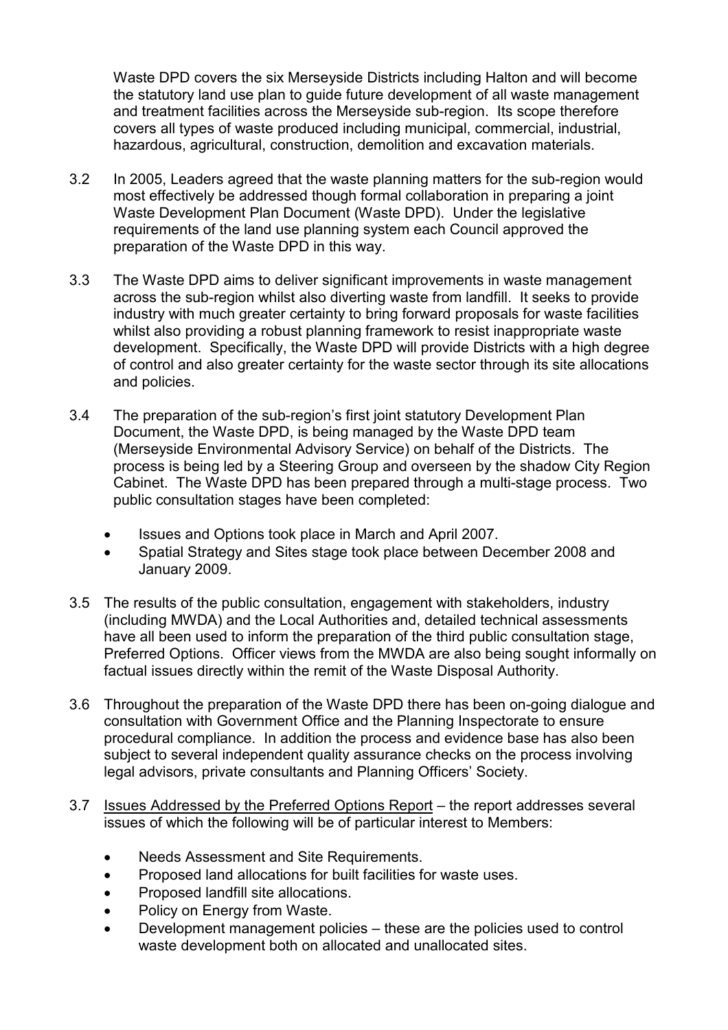Waste DPD covers the six Merseyside Districts including Halton and will become the statutory land use plan to guide future development of all waste management and treatment facilities across the Merseyside sub-region. Its scope therefore covers all types of waste produced including municipal, commercial, industrial, hazardous, agricultural, construction, demolition and excavation materials.

3.2 In 2005, Leaders agreed that the waste planning matters for the sub-region would most effectively be addressed though formal collaboration in preparing a joint Waste Development Plan Document (Waste DPD). Under the legislative requirements of the land use planning system each Council approved the preparation of the Waste DPD in this way.

3.3 The Waste DPD aims to deliver significant improvements in waste management across the sub-region whilst also diverting waste from landfill. It seeks to provide industry with much greater certainty to bring forward proposals for waste facilities whilst also providing a robust planning framework to resist inappropriate waste development. Specifically, the Waste DPD will provide Districts with a high degree of control and also greater certainty for the waste sector through its site allocations and policies.

3.4 The preparation of the sub-region's first joint statutory Development Plan Document, the Waste DPD, is being managed by the Waste DPD team (Merseyside Environmental Advisory Service) on behalf of the Districts. The process is being led by a Steering Group and overseen by the shadow City Region Cabinet. The Waste DPD has been prepared through a multi-stage process. Two public consultation stages have been completed:

- Issues and Options took place in March and April 2007.
- Spatial Strategy and Sites stage took place between December 2008 and January 2009.

3.5 The results of the public consultation, engagement with stakeholders, industry (including MWDA) and the Local Authorities and, detailed technical assessments have all been used to inform the preparation of the third public consultation stage, Preferred Options. Officer views from the MWDA are also being sought informally on factual issues directly within the remit of the Waste Disposal Authority.

3.6 Throughout the preparation of the Waste DPD there has been on-going dialogue and consultation with Government Office and the Planning Inspectorate to ensure procedural compliance. In addition the process and evidence base has also been subject to several independent quality assurance checks on the process involving legal advisors, private consultants and Planning Officers' Society.

3.7 Issues Addressed by the Preferred Options Report – the report addresses several issues of which the following will be of particular interest to Members:

- Needs Assessment and Site Requirements.
- Proposed land allocations for built facilities for waste uses.
- Proposed landfill site allocations.
- Policy on Energy from Waste.
- Development management policies – these are the policies used to control waste development both on allocated and unallocated sites.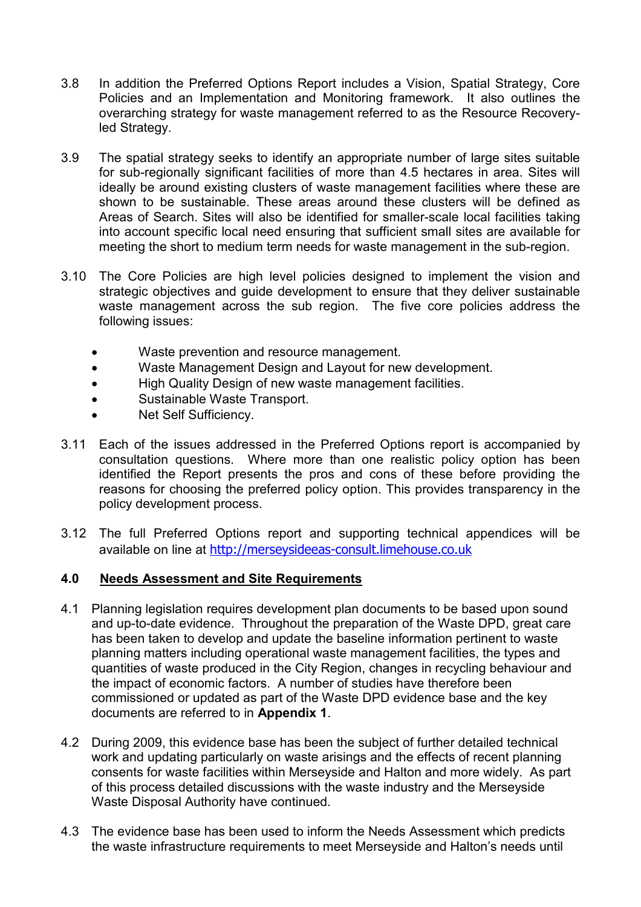3.8 In addition the Preferred Options Report includes a Vision, Spatial Strategy, Core Policies and an Implementation and Monitoring framework. It also outlines the overarching strategy for waste management referred to as the Resource Recovery-led Strategy.

3.9 The spatial strategy seeks to identify an appropriate number of large sites suitable for sub-regionally significant facilities of more than 4.5 hectares in area. Sites will ideally be around existing clusters of waste management facilities where these are shown to be sustainable. These areas around these clusters will be defined as Areas of Search. Sites will also be identified for smaller-scale local facilities taking into account specific local need ensuring that sufficient small sites are available for meeting the short to medium term needs for waste management in the sub-region.

3.10 The Core Policies are high level policies designed to implement the vision and strategic objectives and guide development to ensure that they deliver sustainable waste management across the sub region. The five core policies address the following issues:

- Waste prevention and resource management.
- Waste Management Design and Layout for new development.
- High Quality Design of new waste management facilities.
- Sustainable Waste Transport.
- Net Self Sufficiency.

3.11 Each of the issues addressed in the Preferred Options report is accompanied by consultation questions. Where more than one realistic policy option has been identified the Report presents the pros and cons of these before providing the reasons for choosing the preferred policy option. This provides transparency in the policy development process.

3.12 The full Preferred Options report and supporting technical appendices will be available on line at http://merseysideeas-consult.limehouse.co.uk

## 4.0 Needs Assessment and Site Requirements

4.1 Planning legislation requires development plan documents to be based upon sound and up-to-date evidence. Throughout the preparation of the Waste DPD, great care has been taken to develop and update the baseline information pertinent to waste planning matters including operational waste management facilities, the types and quantities of waste produced in the City Region, changes in recycling behaviour and the impact of economic factors. A number of studies have therefore been commissioned or updated as part of the Waste DPD evidence base and the key documents are referred to in **Appendix 1**.

4.2 During 2009, this evidence base has been the subject of further detailed technical work and updating particularly on waste arisings and the effects of recent planning consents for waste facilities within Merseyside and Halton and more widely. As part of this process detailed discussions with the waste industry and the Merseyside Waste Disposal Authority have continued.

4.3 The evidence base has been used to inform the Needs Assessment which predicts the waste infrastructure requirements to meet Merseyside and Halton's needs until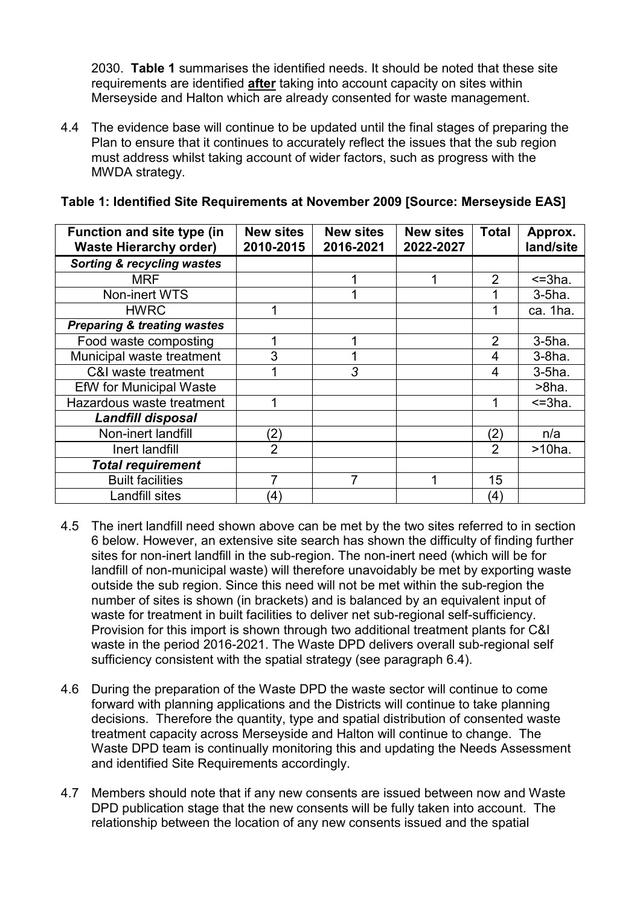2030. **Table 1** summarises the identified needs. It should be noted that these site requirements are identified **after** taking into account capacity on sites within Merseyside and Halton which are already consented for waste management.

4.4 The evidence base will continue to be updated until the final stages of preparing the Plan to ensure that it continues to accurately reflect the issues that the sub region must address whilst taking account of wider factors, such as progress with the MWDA strategy.

**Table 1: Identified Site Requirements at November 2009 [Source: Merseyside EAS]**

| Function and site type (in Waste Hierarchy order) | New sites 2010-2015 | New sites 2016-2021 | New sites 2022-2027 | Total | Approx. land/site |
|---|---|---|---|---|---|
| ***Sorting & recycling wastes*** | | | | | |
| MRF | | 1 | 1 | 2 | <=3ha. |
| Non-inert WTS | | 1 | | 1 | 3-5ha. |
| HWRC | 1 | | | 1 | ca. 1ha. |
| ***Preparing & treating wastes*** | | | | | |
| Food waste composting | 1 | 1 | | 2 | 3-5ha. |
| Municipal waste treatment | 3 | 1 | | 4 | 3-8ha. |
| C&I waste treatment | 1 | *3* | | 4 | 3-5ha. |
| EfW for Municipal Waste | | | | | >8ha. |
| Hazardous waste treatment | 1 | | | 1 | <=3ha. |
| ***Landfill disposal*** | | | | | |
| Non-inert landfill | (2) | | | (2) | n/a |
| Inert landfill | 2 | | | 2 | >10ha. |
| ***Total requirement*** | | | | | |
| Built facilities | 7 | 7 | 1 | 15 | |
| Landfill sites | (4) | | | (4) | |

4.5 The inert landfill need shown above can be met by the two sites referred to in section 6 below. However, an extensive site search has shown the difficulty of finding further sites for non-inert landfill in the sub-region. The non-inert need (which will be for landfill of non-municipal waste) will therefore unavoidably be met by exporting waste outside the sub region. Since this need will not be met within the sub-region the number of sites is shown (in brackets) and is balanced by an equivalent input of waste for treatment in built facilities to deliver net sub-regional self-sufficiency. Provision for this import is shown through two additional treatment plants for C&I waste in the period 2016-2021. The Waste DPD delivers overall sub-regional self sufficiency consistent with the spatial strategy (see paragraph 6.4).

4.6 During the preparation of the Waste DPD the waste sector will continue to come forward with planning applications and the Districts will continue to take planning decisions. Therefore the quantity, type and spatial distribution of consented waste treatment capacity across Merseyside and Halton will continue to change. The Waste DPD team is continually monitoring this and updating the Needs Assessment and identified Site Requirements accordingly.

4.7 Members should note that if any new consents are issued between now and Waste DPD publication stage that the new consents will be fully taken into account. The relationship between the location of any new consents issued and the spatial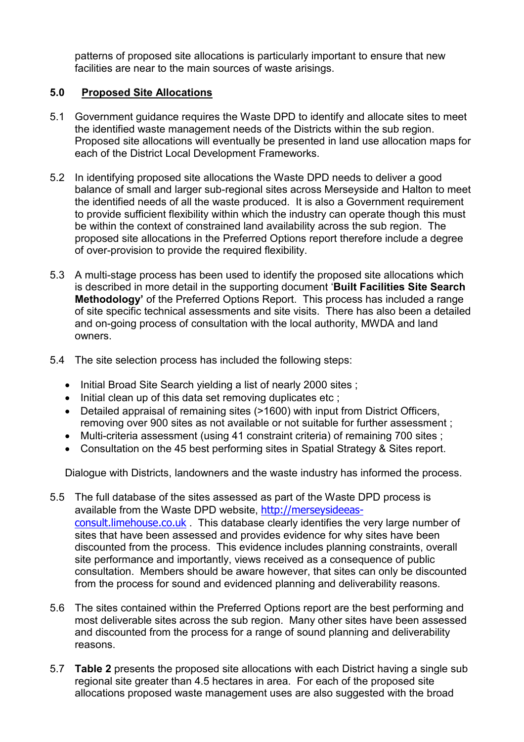patterns of proposed site allocations is particularly important to ensure that new facilities are near to the main sources of waste arisings.

## 5.0 Proposed Site Allocations

5.1 Government guidance requires the Waste DPD to identify and allocate sites to meet the identified waste management needs of the Districts within the sub region. Proposed site allocations will eventually be presented in land use allocation maps for each of the District Local Development Frameworks.

5.2 In identifying proposed site allocations the Waste DPD needs to deliver a good balance of small and larger sub-regional sites across Merseyside and Halton to meet the identified needs of all the waste produced. It is also a Government requirement to provide sufficient flexibility within which the industry can operate though this must be within the context of constrained land availability across the sub region. The proposed site allocations in the Preferred Options report therefore include a degree of over-provision to provide the required flexibility.

5.3 A multi-stage process has been used to identify the proposed site allocations which is described in more detail in the supporting document '**Built Facilities Site Search Methodology'** of the Preferred Options Report. This process has included a range of site specific technical assessments and site visits. There has also been a detailed and on-going process of consultation with the local authority, MWDA and land owners.

5.4 The site selection process has included the following steps:

- Initial Broad Site Search yielding a list of nearly 2000 sites ;
- Initial clean up of this data set removing duplicates etc ;
- Detailed appraisal of remaining sites (>1600) with input from District Officers, removing over 900 sites as not available or not suitable for further assessment ;
- Multi-criteria assessment (using 41 constraint criteria) of remaining 700 sites ;
- Consultation on the 45 best performing sites in Spatial Strategy & Sites report.

Dialogue with Districts, landowners and the waste industry has informed the process.

5.5 The full database of the sites assessed as part of the Waste DPD process is available from the Waste DPD website, http://merseysideeas-consult.limehouse.co.uk . This database clearly identifies the very large number of sites that have been assessed and provides evidence for why sites have been discounted from the process. This evidence includes planning constraints, overall site performance and importantly, views received as a consequence of public consultation. Members should be aware however, that sites can only be discounted from the process for sound and evidenced planning and deliverability reasons.

5.6 The sites contained within the Preferred Options report are the best performing and most deliverable sites across the sub region. Many other sites have been assessed and discounted from the process for a range of sound planning and deliverability reasons.

5.7 **Table 2** presents the proposed site allocations with each District having a single sub regional site greater than 4.5 hectares in area. For each of the proposed site allocations proposed waste management uses are also suggested with the broad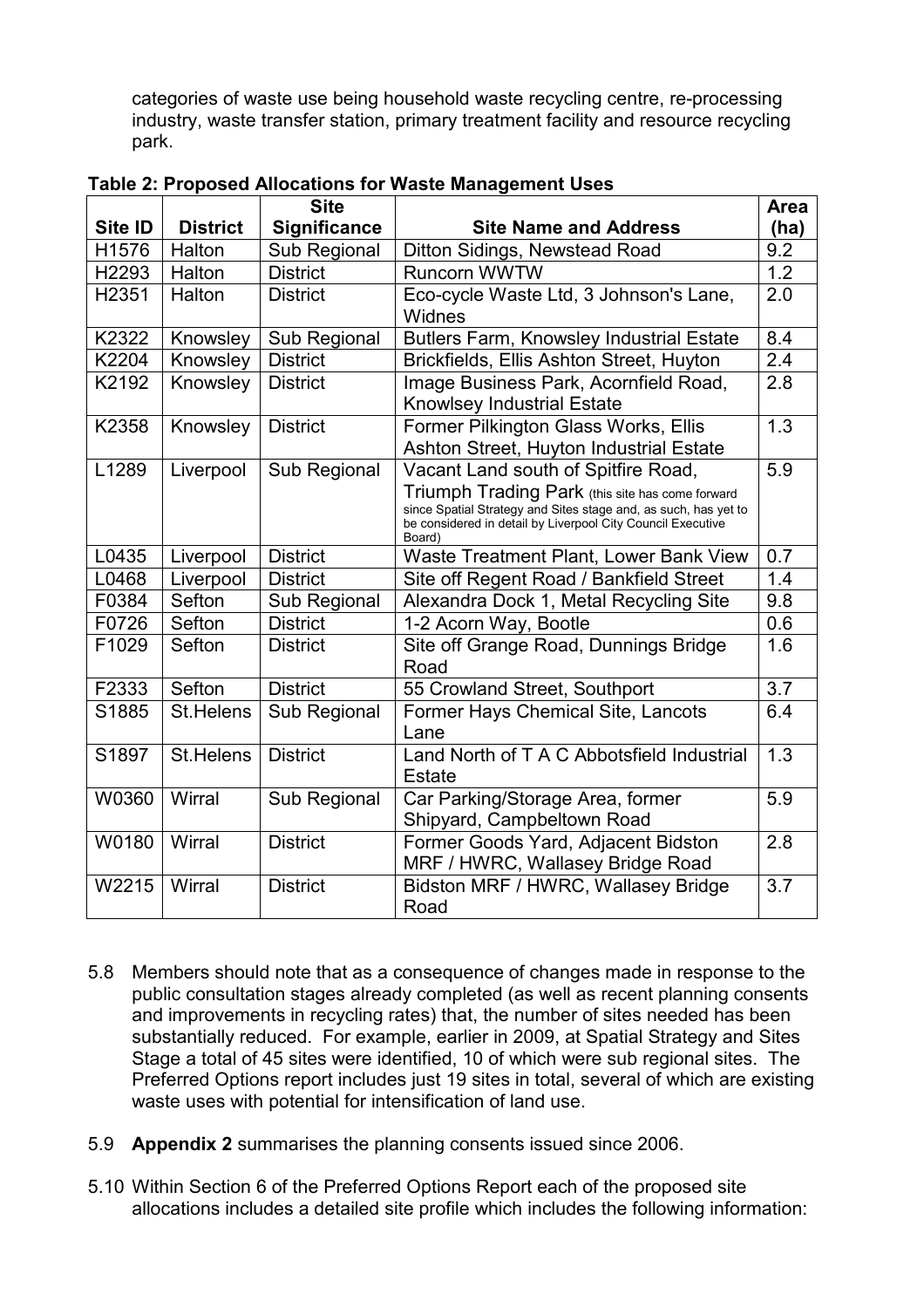categories of waste use being household waste recycling centre, re-processing industry, waste transfer station, primary treatment facility and resource recycling park.

**Table 2: Proposed Allocations for Waste Management Uses**

| Site ID | District | Site Significance | Site Name and Address | Area (ha) |
|---|---|---|---|---|
| H1576 | Halton | Sub Regional | Ditton Sidings, Newstead Road | 9.2 |
| H2293 | Halton | District | Runcorn WWTW | 1.2 |
| H2351 | Halton | District | Eco-cycle Waste Ltd, 3 Johnson's Lane, Widnes | 2.0 |
| K2322 | Knowsley | Sub Regional | Butlers Farm, Knowsley Industrial Estate | 8.4 |
| K2204 | Knowsley | District | Brickfields, Ellis Ashton Street, Huyton | 2.4 |
| K2192 | Knowsley | District | Image Business Park, Acornfield Road, Knowlsey Industrial Estate | 2.8 |
| K2358 | Knowsley | District | Former Pilkington Glass Works, Ellis Ashton Street, Huyton Industrial Estate | 1.3 |
| L1289 | Liverpool | Sub Regional | Vacant Land south of Spitfire Road, Triumph Trading Park (this site has come forward since Spatial Strategy and Sites stage and, as such, has yet to be considered in detail by Liverpool City Council Executive Board) | 5.9 |
| L0435 | Liverpool | District | Waste Treatment Plant, Lower Bank View | 0.7 |
| L0468 | Liverpool | District | Site off Regent Road / Bankfield Street | 1.4 |
| F0384 | Sefton | Sub Regional | Alexandra Dock 1, Metal Recycling Site | 9.8 |
| F0726 | Sefton | District | 1-2 Acorn Way, Bootle | 0.6 |
| F1029 | Sefton | District | Site off Grange Road, Dunnings Bridge Road | 1.6 |
| F2333 | Sefton | District | 55 Crowland Street, Southport | 3.7 |
| S1885 | St.Helens | Sub Regional | Former Hays Chemical Site, Lancots Lane | 6.4 |
| S1897 | St.Helens | District | Land North of T A C Abbotsfield Industrial Estate | 1.3 |
| W0360 | Wirral | Sub Regional | Car Parking/Storage Area, former Shipyard, Campbeltown Road | 5.9 |
| W0180 | Wirral | District | Former Goods Yard, Adjacent Bidston MRF / HWRC, Wallasey Bridge Road | 2.8 |
| W2215 | Wirral | District | Bidston MRF / HWRC, Wallasey Bridge Road | 3.7 |

5.8 Members should note that as a consequence of changes made in response to the public consultation stages already completed (as well as recent planning consents and improvements in recycling rates) that, the number of sites needed has been substantially reduced. For example, earlier in 2009, at Spatial Strategy and Sites Stage a total of 45 sites were identified, 10 of which were sub regional sites. The Preferred Options report includes just 19 sites in total, several of which are existing waste uses with potential for intensification of land use.

5.9 **Appendix 2** summarises the planning consents issued since 2006.

5.10 Within Section 6 of the Preferred Options Report each of the proposed site allocations includes a detailed site profile which includes the following information: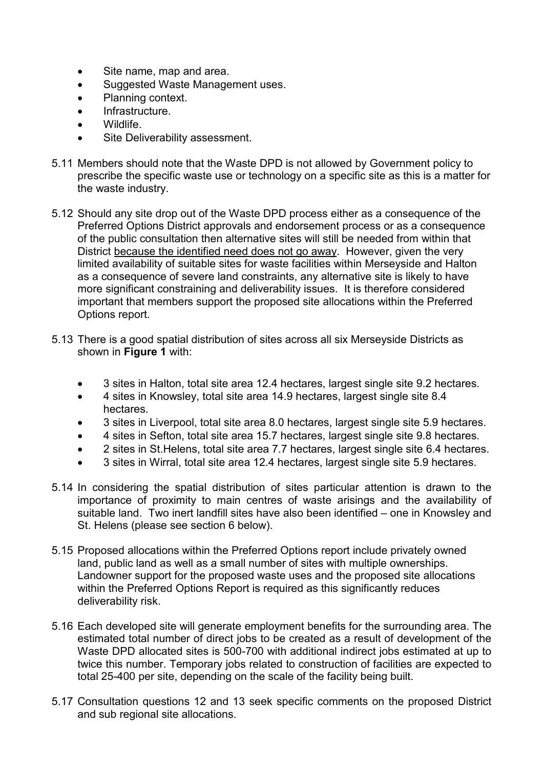- Site name, map and area.
- Suggested Waste Management uses.
- Planning context.
- Infrastructure.
- Wildlife.
- Site Deliverability assessment.

5.11 Members should note that the Waste DPD is not allowed by Government policy to prescribe the specific waste use or technology on a specific site as this is a matter for the waste industry.

5.12 Should any site drop out of the Waste DPD process either as a consequence of the Preferred Options District approvals and endorsement process or as a consequence of the public consultation then alternative sites will still be needed from within that District <u>because the identified need does not go away</u>. However, given the very limited availability of suitable sites for waste facilities within Merseyside and Halton as a consequence of severe land constraints, any alternative site is likely to have more significant constraining and deliverability issues. It is therefore considered important that members support the proposed site allocations within the Preferred Options report.

5.13 There is a good spatial distribution of sites across all six Merseyside Districts as shown in **Figure 1** with:

- 3 sites in Halton, total site area 12.4 hectares, largest single site 9.2 hectares.
- 4 sites in Knowsley, total site area 14.9 hectares, largest single site 8.4 hectares.
- 3 sites in Liverpool, total site area 8.0 hectares, largest single site 5.9 hectares.
- 4 sites in Sefton, total site area 15.7 hectares, largest single site 9.8 hectares.
- 2 sites in St.Helens, total site area 7.7 hectares, largest single site 6.4 hectares.
- 3 sites in Wirral, total site area 12.4 hectares, largest single site 5.9 hectares.

5.14 In considering the spatial distribution of sites particular attention is drawn to the importance of proximity to main centres of waste arisings and the availability of suitable land. Two inert landfill sites have also been identified – one in Knowsley and St. Helens (please see section 6 below).

5.15 Proposed allocations within the Preferred Options report include privately owned land, public land as well as a small number of sites with multiple ownerships. Landowner support for the proposed waste uses and the proposed site allocations within the Preferred Options Report is required as this significantly reduces deliverability risk.

5.16 Each developed site will generate employment benefits for the surrounding area. The estimated total number of direct jobs to be created as a result of development of the Waste DPD allocated sites is 500-700 with additional indirect jobs estimated at up to twice this number. Temporary jobs related to construction of facilities are expected to total 25-400 per site, depending on the scale of the facility being built.

5.17 Consultation questions 12 and 13 seek specific comments on the proposed District and sub regional site allocations.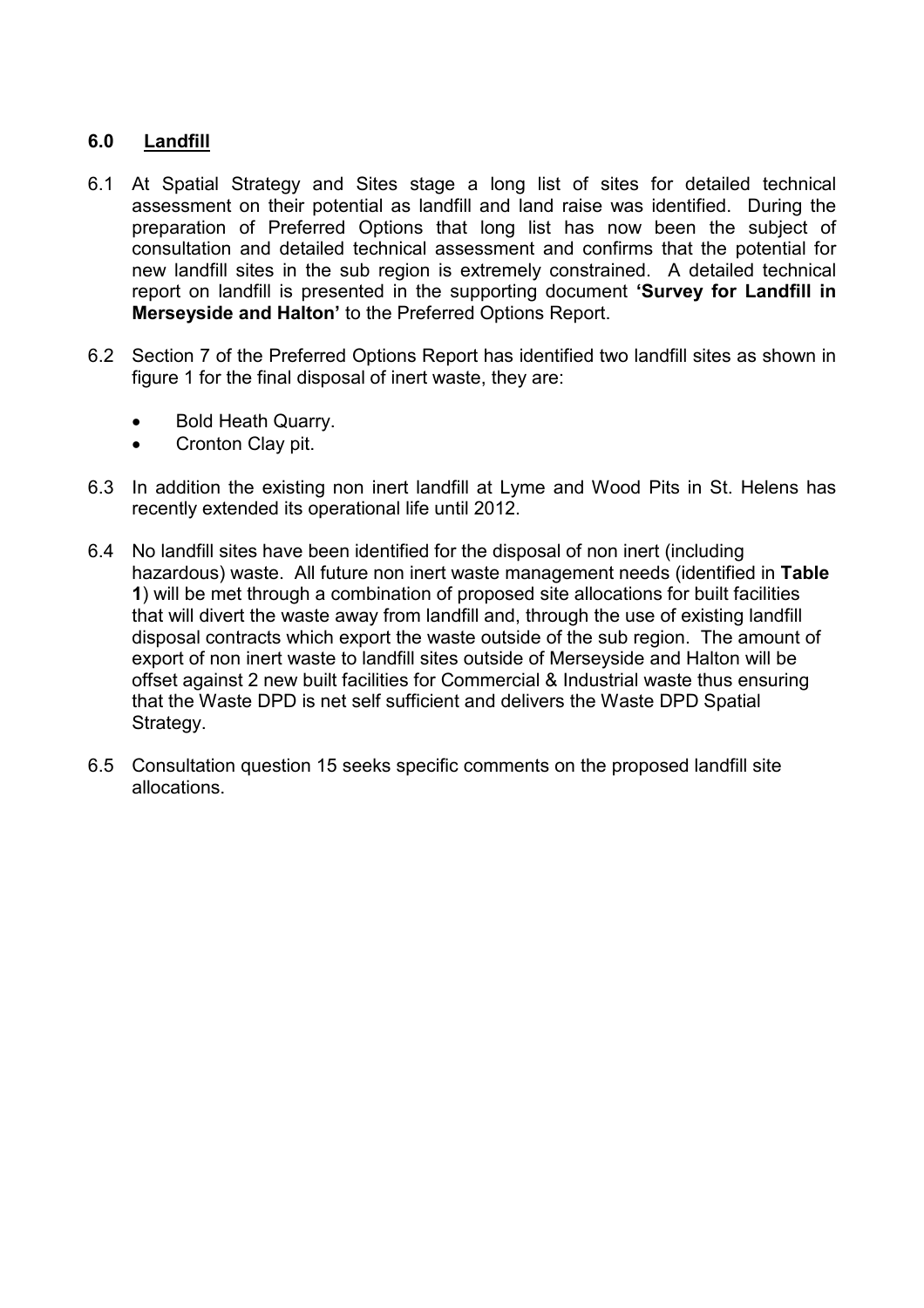## 6.0 Landfill

6.1 At Spatial Strategy and Sites stage a long list of sites for detailed technical assessment on their potential as landfill and land raise was identified. During the preparation of Preferred Options that long list has now been the subject of consultation and detailed technical assessment and confirms that the potential for new landfill sites in the sub region is extremely constrained. A detailed technical report on landfill is presented in the supporting document **'Survey for Landfill in Merseyside and Halton'** to the Preferred Options Report.

6.2 Section 7 of the Preferred Options Report has identified two landfill sites as shown in figure 1 for the final disposal of inert waste, they are:

- Bold Heath Quarry.
- Cronton Clay pit.

6.3 In addition the existing non inert landfill at Lyme and Wood Pits in St. Helens has recently extended its operational life until 2012.

6.4 No landfill sites have been identified for the disposal of non inert (including hazardous) waste. All future non inert waste management needs (identified in **Table 1**) will be met through a combination of proposed site allocations for built facilities that will divert the waste away from landfill and, through the use of existing landfill disposal contracts which export the waste outside of the sub region. The amount of export of non inert waste to landfill sites outside of Merseyside and Halton will be offset against 2 new built facilities for Commercial & Industrial waste thus ensuring that the Waste DPD is net self sufficient and delivers the Waste DPD Spatial Strategy.

6.5 Consultation question 15 seeks specific comments on the proposed landfill site allocations.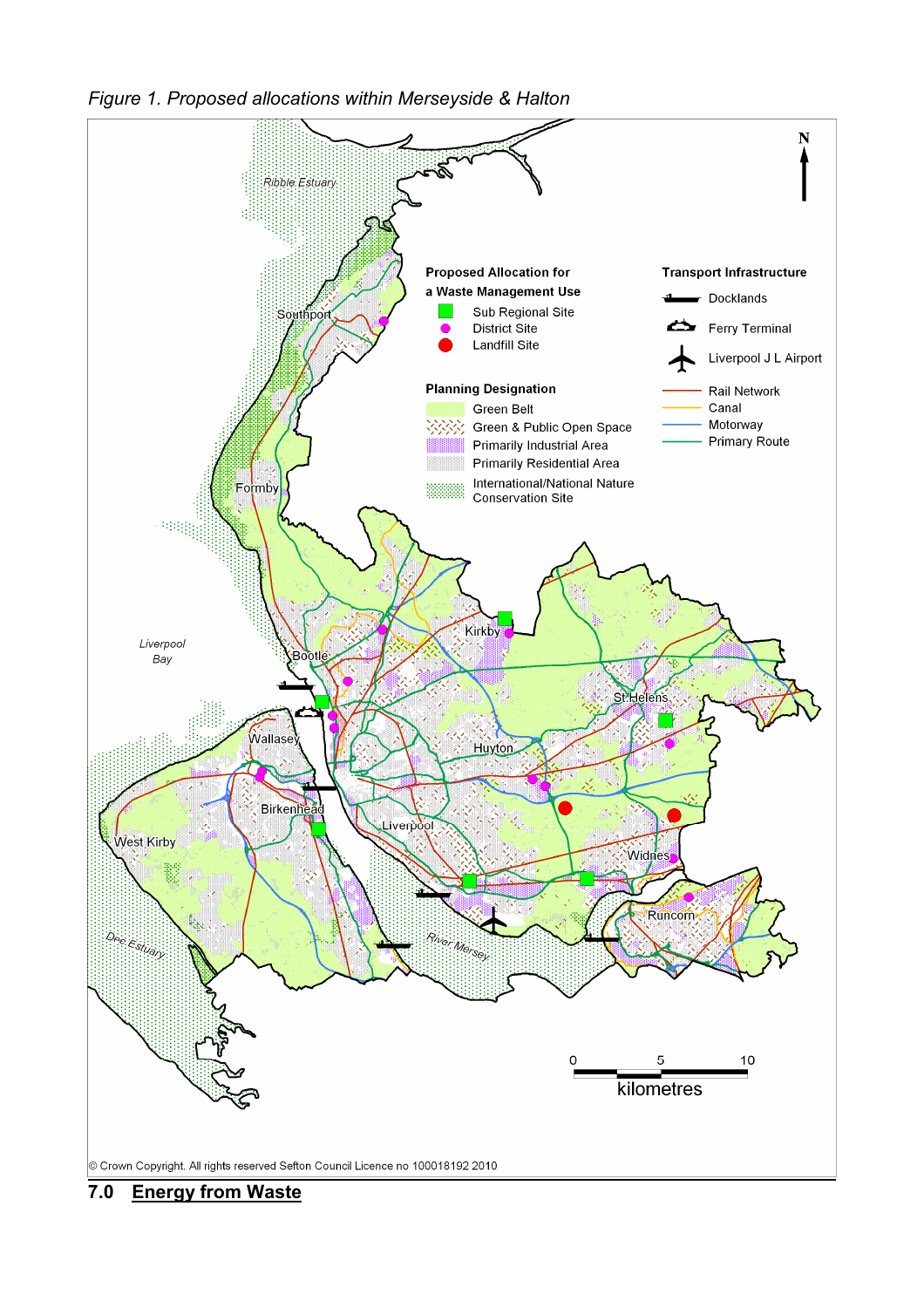*Figure 1. Proposed allocations within Merseyside & Halton*

© Crown Copyright. All rights reserved Sefton Council Licence no 100018192 2010

## 7.0 Energy from Waste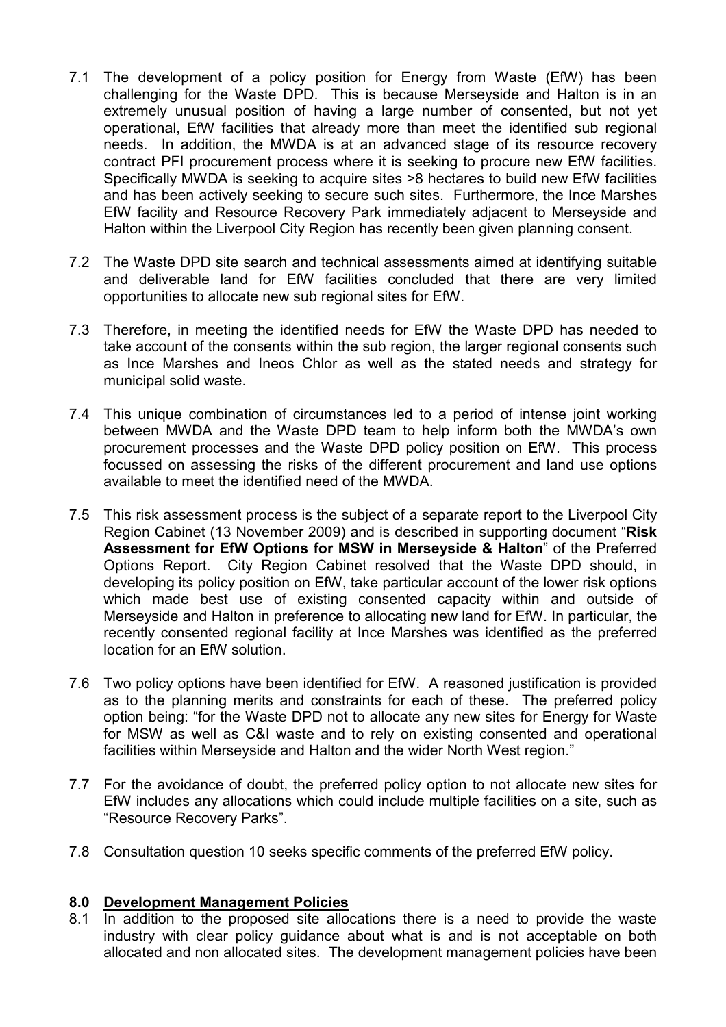7.1 The development of a policy position for Energy from Waste (EfW) has been challenging for the Waste DPD. This is because Merseyside and Halton is in an extremely unusual position of having a large number of consented, but not yet operational, EfW facilities that already more than meet the identified sub regional needs. In addition, the MWDA is at an advanced stage of its resource recovery contract PFI procurement process where it is seeking to procure new EfW facilities. Specifically MWDA is seeking to acquire sites >8 hectares to build new EfW facilities and has been actively seeking to secure such sites. Furthermore, the Ince Marshes EfW facility and Resource Recovery Park immediately adjacent to Merseyside and Halton within the Liverpool City Region has recently been given planning consent.

7.2 The Waste DPD site search and technical assessments aimed at identifying suitable and deliverable land for EfW facilities concluded that there are very limited opportunities to allocate new sub regional sites for EfW.

7.3 Therefore, in meeting the identified needs for EfW the Waste DPD has needed to take account of the consents within the sub region, the larger regional consents such as Ince Marshes and Ineos Chlor as well as the stated needs and strategy for municipal solid waste.

7.4 This unique combination of circumstances led to a period of intense joint working between MWDA and the Waste DPD team to help inform both the MWDA's own procurement processes and the Waste DPD policy position on EfW. This process focussed on assessing the risks of the different procurement and land use options available to meet the identified need of the MWDA.

7.5 This risk assessment process is the subject of a separate report to the Liverpool City Region Cabinet (13 November 2009) and is described in supporting document "**Risk Assessment for EfW Options for MSW in Merseyside & Halton**" of the Preferred Options Report. City Region Cabinet resolved that the Waste DPD should, in developing its policy position on EfW, take particular account of the lower risk options which made best use of existing consented capacity within and outside of Merseyside and Halton in preference to allocating new land for EfW. In particular, the recently consented regional facility at Ince Marshes was identified as the preferred location for an EfW solution.

7.6 Two policy options have been identified for EfW. A reasoned justification is provided as to the planning merits and constraints for each of these. The preferred policy option being: "for the Waste DPD not to allocate any new sites for Energy for Waste for MSW as well as C&I waste and to rely on existing consented and operational facilities within Merseyside and Halton and the wider North West region."

7.7 For the avoidance of doubt, the preferred policy option to not allocate new sites for EfW includes any allocations which could include multiple facilities on a site, such as "Resource Recovery Parks".

7.8 Consultation question 10 seeks specific comments of the preferred EfW policy.

## 8.0 Development Management Policies

8.1 In addition to the proposed site allocations there is a need to provide the waste industry with clear policy guidance about what is and is not acceptable on both allocated and non allocated sites. The development management policies have been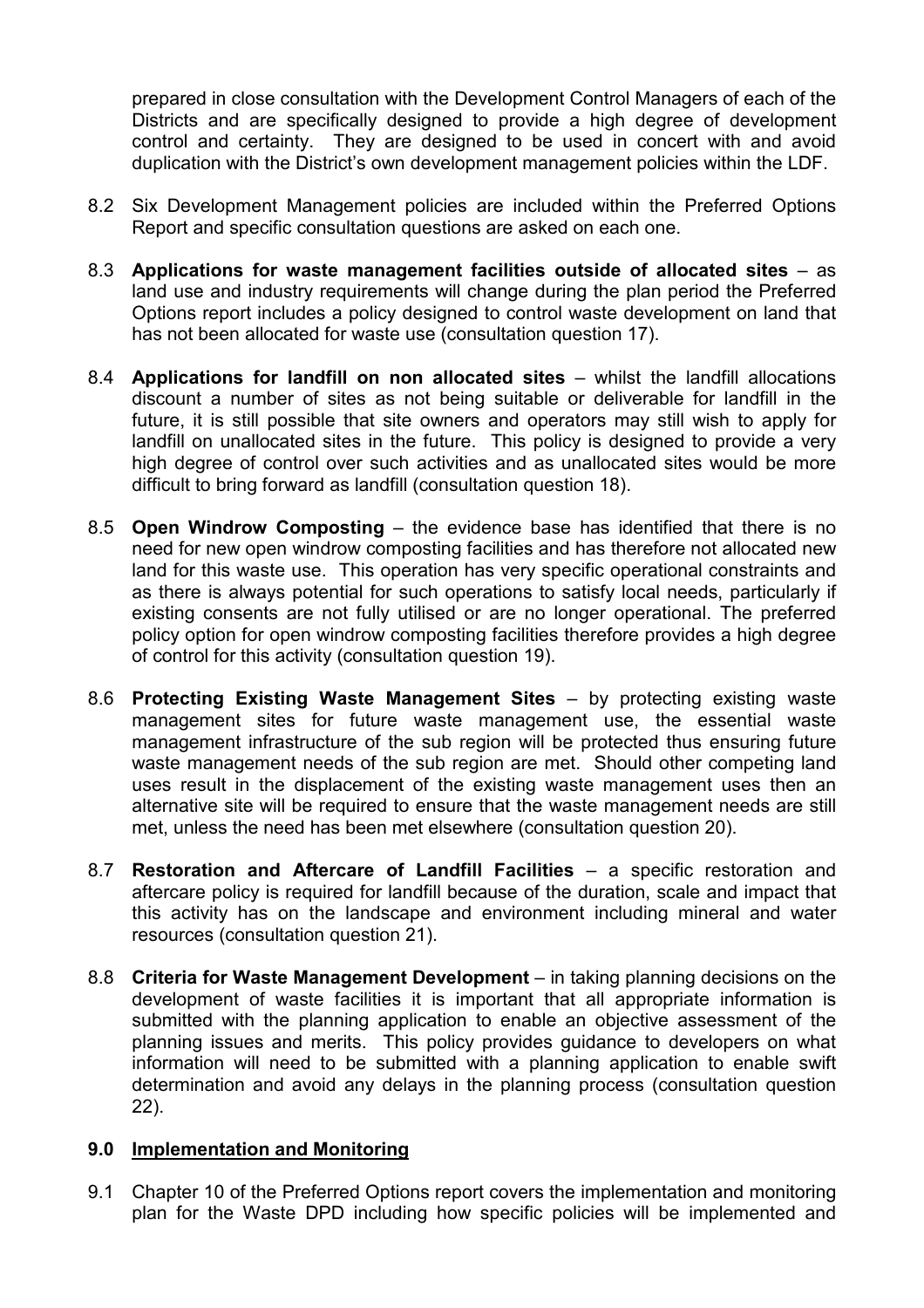prepared in close consultation with the Development Control Managers of each of the Districts and are specifically designed to provide a high degree of development control and certainty. They are designed to be used in concert with and avoid duplication with the District's own development management policies within the LDF.

8.2 Six Development Management policies are included within the Preferred Options Report and specific consultation questions are asked on each one.

8.3 **Applications for waste management facilities outside of allocated sites** – as land use and industry requirements will change during the plan period the Preferred Options report includes a policy designed to control waste development on land that has not been allocated for waste use (consultation question 17).

8.4 **Applications for landfill on non allocated sites** – whilst the landfill allocations discount a number of sites as not being suitable or deliverable for landfill in the future, it is still possible that site owners and operators may still wish to apply for landfill on unallocated sites in the future. This policy is designed to provide a very high degree of control over such activities and as unallocated sites would be more difficult to bring forward as landfill (consultation question 18).

8.5 **Open Windrow Composting** – the evidence base has identified that there is no need for new open windrow composting facilities and has therefore not allocated new land for this waste use. This operation has very specific operational constraints and as there is always potential for such operations to satisfy local needs, particularly if existing consents are not fully utilised or are no longer operational. The preferred policy option for open windrow composting facilities therefore provides a high degree of control for this activity (consultation question 19).

8.6 **Protecting Existing Waste Management Sites** – by protecting existing waste management sites for future waste management use, the essential waste management infrastructure of the sub region will be protected thus ensuring future waste management needs of the sub region are met. Should other competing land uses result in the displacement of the existing waste management uses then an alternative site will be required to ensure that the waste management needs are still met, unless the need has been met elsewhere (consultation question 20).

8.7 **Restoration and Aftercare of Landfill Facilities** – a specific restoration and aftercare policy is required for landfill because of the duration, scale and impact that this activity has on the landscape and environment including mineral and water resources (consultation question 21).

8.8 **Criteria for Waste Management Development** – in taking planning decisions on the development of waste facilities it is important that all appropriate information is submitted with the planning application to enable an objective assessment of the planning issues and merits. This policy provides guidance to developers on what information will need to be submitted with a planning application to enable swift determination and avoid any delays in the planning process (consultation question 22).

## 9.0 Implementation and Monitoring

9.1 Chapter 10 of the Preferred Options report covers the implementation and monitoring plan for the Waste DPD including how specific policies will be implemented and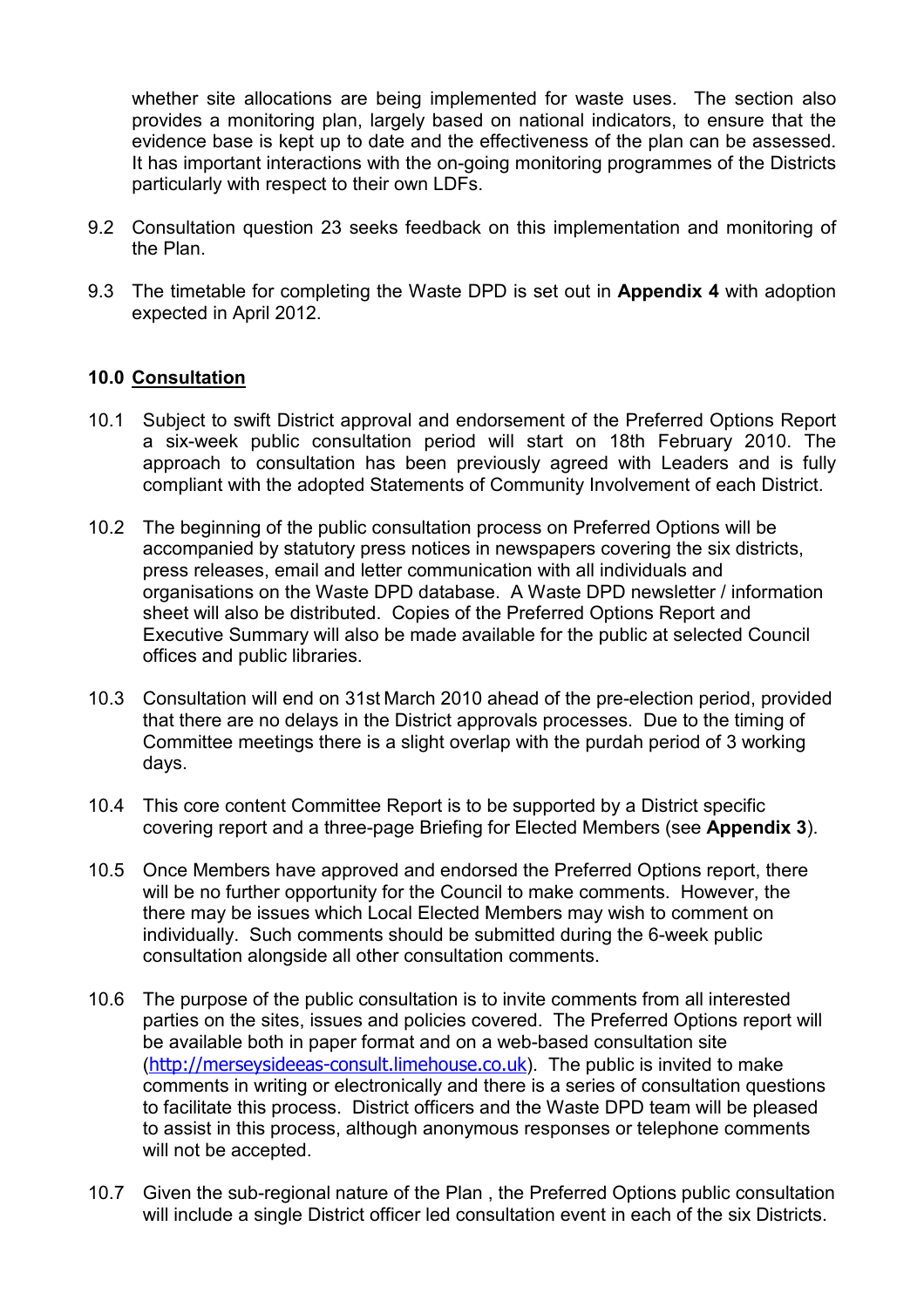whether site allocations are being implemented for waste uses. The section also provides a monitoring plan, largely based on national indicators, to ensure that the evidence base is kept up to date and the effectiveness of the plan can be assessed. It has important interactions with the on-going monitoring programmes of the Districts particularly with respect to their own LDFs.

9.2 Consultation question 23 seeks feedback on this implementation and monitoring of the Plan.

9.3 The timetable for completing the Waste DPD is set out in **Appendix 4** with adoption expected in April 2012.

## 10.0 Consultation

10.1 Subject to swift District approval and endorsement of the Preferred Options Report a six-week public consultation period will start on 18th February 2010. The approach to consultation has been previously agreed with Leaders and is fully compliant with the adopted Statements of Community Involvement of each District.

10.2 The beginning of the public consultation process on Preferred Options will be accompanied by statutory press notices in newspapers covering the six districts, press releases, email and letter communication with all individuals and organisations on the Waste DPD database. A Waste DPD newsletter / information sheet will also be distributed. Copies of the Preferred Options Report and Executive Summary will also be made available for the public at selected Council offices and public libraries.

10.3 Consultation will end on 31st March 2010 ahead of the pre-election period, provided that there are no delays in the District approvals processes. Due to the timing of Committee meetings there is a slight overlap with the purdah period of 3 working days.

10.4 This core content Committee Report is to be supported by a District specific covering report and a three-page Briefing for Elected Members (see **Appendix 3**).

10.5 Once Members have approved and endorsed the Preferred Options report, there will be no further opportunity for the Council to make comments. However, the there may be issues which Local Elected Members may wish to comment on individually. Such comments should be submitted during the 6-week public consultation alongside all other consultation comments.

10.6 The purpose of the public consultation is to invite comments from all interested parties on the sites, issues and policies covered. The Preferred Options report will be available both in paper format and on a web-based consultation site (http://merseysideeas-consult.limehouse.co.uk). The public is invited to make comments in writing or electronically and there is a series of consultation questions to facilitate this process. District officers and the Waste DPD team will be pleased to assist in this process, although anonymous responses or telephone comments will not be accepted.

10.7 Given the sub-regional nature of the Plan , the Preferred Options public consultation will include a single District officer led consultation event in each of the six Districts.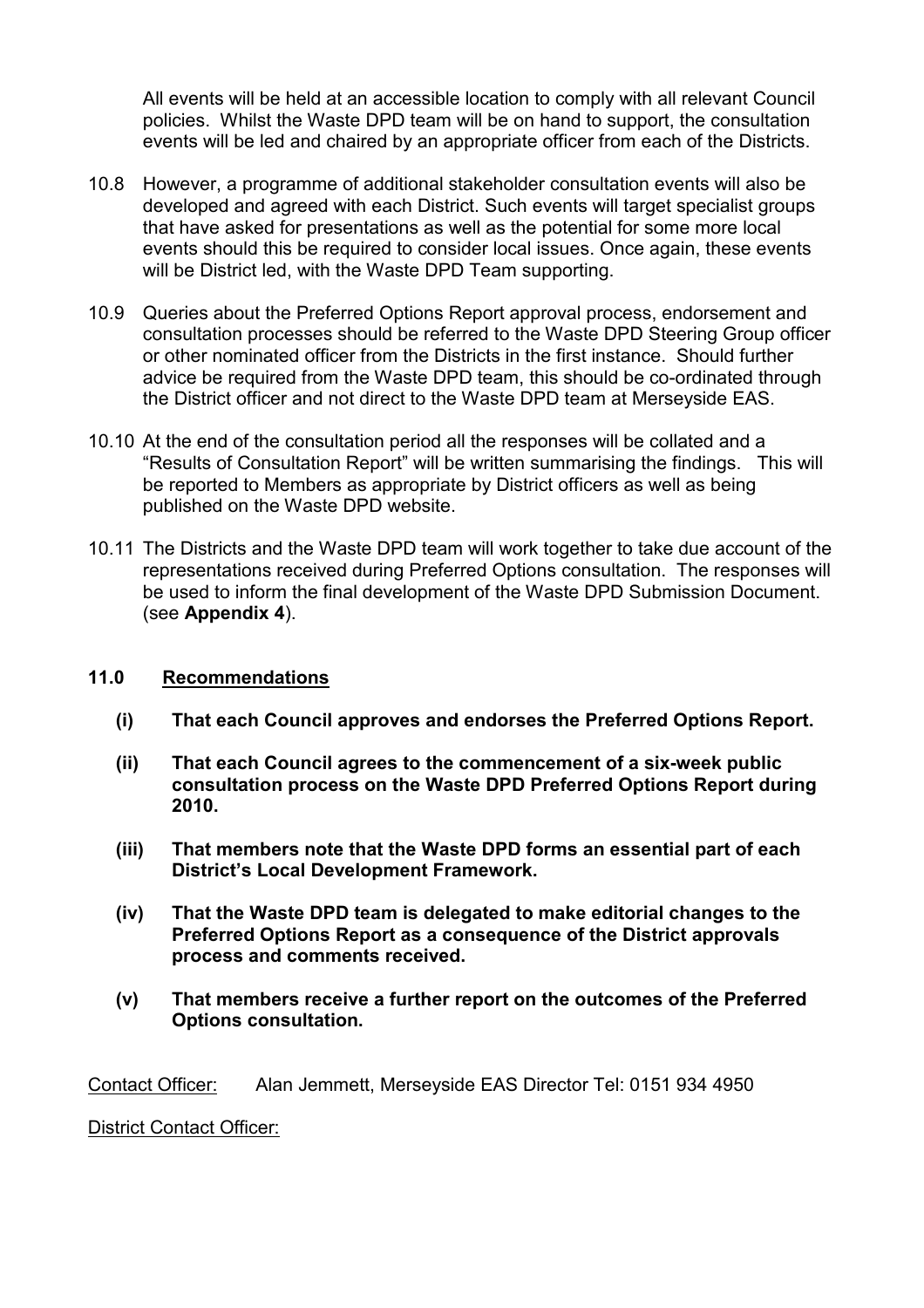All events will be held at an accessible location to comply with all relevant Council policies. Whilst the Waste DPD team will be on hand to support, the consultation events will be led and chaired by an appropriate officer from each of the Districts.

10.8 However, a programme of additional stakeholder consultation events will also be developed and agreed with each District. Such events will target specialist groups that have asked for presentations as well as the potential for some more local events should this be required to consider local issues. Once again, these events will be District led, with the Waste DPD Team supporting.

10.9 Queries about the Preferred Options Report approval process, endorsement and consultation processes should be referred to the Waste DPD Steering Group officer or other nominated officer from the Districts in the first instance. Should further advice be required from the Waste DPD team, this should be co-ordinated through the District officer and not direct to the Waste DPD team at Merseyside EAS.

10.10 At the end of the consultation period all the responses will be collated and a "Results of Consultation Report" will be written summarising the findings. This will be reported to Members as appropriate by District officers as well as being published on the Waste DPD website.

10.11 The Districts and the Waste DPD team will work together to take due account of the representations received during Preferred Options consultation. The responses will be used to inform the final development of the Waste DPD Submission Document. (see **Appendix 4**).

## 11.0 Recommendations

**(i) That each Council approves and endorses the Preferred Options Report.**

**(ii) That each Council agrees to the commencement of a six-week public consultation process on the Waste DPD Preferred Options Report during 2010.**

**(iii) That members note that the Waste DPD forms an essential part of each District's Local Development Framework.**

**(iv) That the Waste DPD team is delegated to make editorial changes to the Preferred Options Report as a consequence of the District approvals process and comments received.**

**(v) That members receive a further report on the outcomes of the Preferred Options consultation.**

Contact Officer: Alan Jemmett, Merseyside EAS Director Tel: 0151 934 4950

District Contact Officer: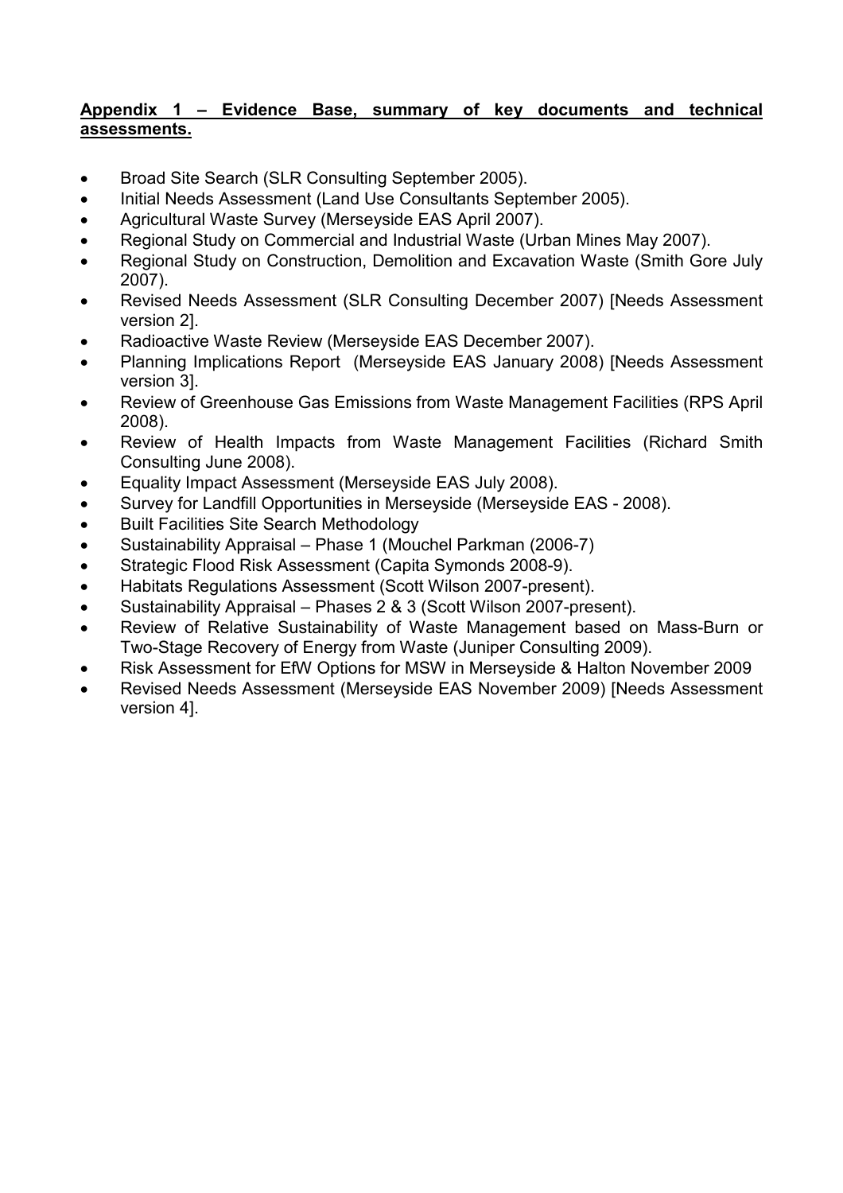**Appendix 1 – Evidence Base, summary of key documents and technical assessments.**

- Broad Site Search (SLR Consulting September 2005).
- Initial Needs Assessment (Land Use Consultants September 2005).
- Agricultural Waste Survey (Merseyside EAS April 2007).
- Regional Study on Commercial and Industrial Waste (Urban Mines May 2007).
- Regional Study on Construction, Demolition and Excavation Waste (Smith Gore July 2007).
- Revised Needs Assessment (SLR Consulting December 2007) [Needs Assessment version 2].
- Radioactive Waste Review (Merseyside EAS December 2007).
- Planning Implications Report (Merseyside EAS January 2008) [Needs Assessment version 3].
- Review of Greenhouse Gas Emissions from Waste Management Facilities (RPS April 2008).
- Review of Health Impacts from Waste Management Facilities (Richard Smith Consulting June 2008).
- Equality Impact Assessment (Merseyside EAS July 2008).
- Survey for Landfill Opportunities in Merseyside (Merseyside EAS - 2008).
- Built Facilities Site Search Methodology
- Sustainability Appraisal – Phase 1 (Mouchel Parkman (2006-7)
- Strategic Flood Risk Assessment (Capita Symonds 2008-9).
- Habitats Regulations Assessment (Scott Wilson 2007-present).
- Sustainability Appraisal – Phases 2 & 3 (Scott Wilson 2007-present).
- Review of Relative Sustainability of Waste Management based on Mass-Burn or Two-Stage Recovery of Energy from Waste (Juniper Consulting 2009).
- Risk Assessment for EfW Options for MSW in Merseyside & Halton November 2009
- Revised Needs Assessment (Merseyside EAS November 2009) [Needs Assessment version 4].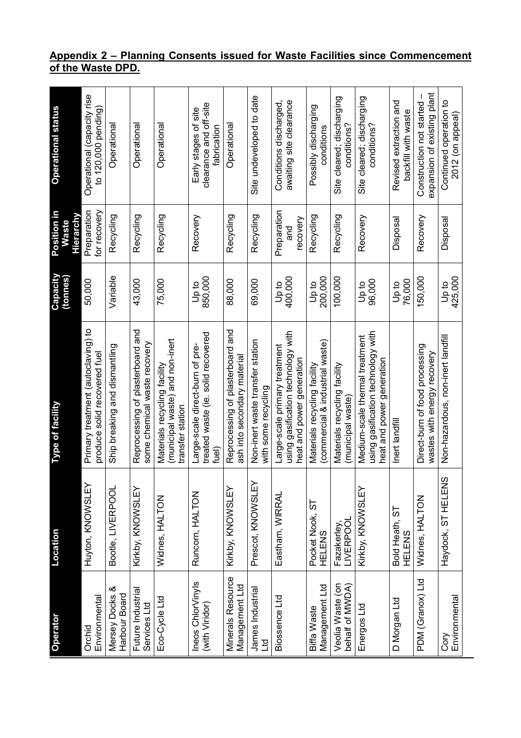## Appendix 2 – Planning Consents issued for Waste Facilities since Commencement of the Waste DPD.

| Operator | Location | Type of facility | Capacity (tonnes) | Position in Waste Hierarchy | Operational status |
|---|---|---|---|---|---|
| Orchid Environmental | Huyton, KNOWSLEY | Primary treatment (autoclaving) to produce solid recovered fuel | 50,000 | Preparation for recovery | Operational (capacity rise to 120,000 pending) |
| Mersey Docks & Harbour Board | Bootle, LIVERPOOL | Ship breaking and dismantling | Variable | Recycling | Operational |
| Future Industrial Services Ltd | Kirkby, KNOWSLEY | Reprocessing of plasterboard and some chemical waste recovery | 43,000 | Recycling | Operational |
| Eco-Cycle Ltd | Widnes, HALTON | Materials recycling facility (municipal waste) and non-inert transfer station | 75,000 | Recycling | Operational |
| Ineos ChlorVinyls (with Viridor) | Runcorn, HALTON | Large-scale direct-burn of pre-treated waste (ie. solid recovered fuel) | Up to 850,000 | Recovery | Early stages of site clearance and off-site fabrication |
| Minerals Resource Management Ltd | Kirkby, KNOWSLEY | Reprocessing of plasterboard and ash into secondary material | 88,000 | Recycling | Operational |
| James Industrial Ltd | Prescot, KNOWSLEY | Non-inert waste transfer station with some recycling | 69,000 | Recycling | Site undeveloped to date |
| Biossence Ltd | Eastham, WIRRAL | Large-scale primary treatment using gasification technology with heat and power generation | Up to 400,000 | Preparation and recovery | Conditions discharged, awaiting site clearance |
| Biffa Waste Management Ltd | Pocket Nook, ST HELENS | Materials recycling facility (commercial & industrial waste) | Up to 200,000 | Recycling | Possibly discharging conditions |
| Veolia Waste (on behalf of MWDA) | Fazakerley, LIVERPOOL | Materials recycling facility (municipal waste) | 100,000 | Recycling | Site cleared; discharging conditions? |
| Energos Ltd | Kirkby, KNOWSLEY | Medium-scale thermal treatment using gasification technology with heat and power generation | Up to 96,000 | Recovery | Site cleared; discharging conditions? |
| D Morgan Ltd | Bold Heath, ST HELENS | Inert landfill | Up to 76,000 | Disposal | Revised extraction and backfill with waste |
| PDM (Granox) Ltd | Widnes, HALTON | Direct-burn of food processing wastes with energy recovery | 150,000 | Recovery | Construction not started – expansion of existing plant |
| Cory Environmental | Haydock, ST HELENS | Non-hazardous, non-inert landfill | Up to 425,000 | Disposal | Continued operation to 2012 (on appeal) |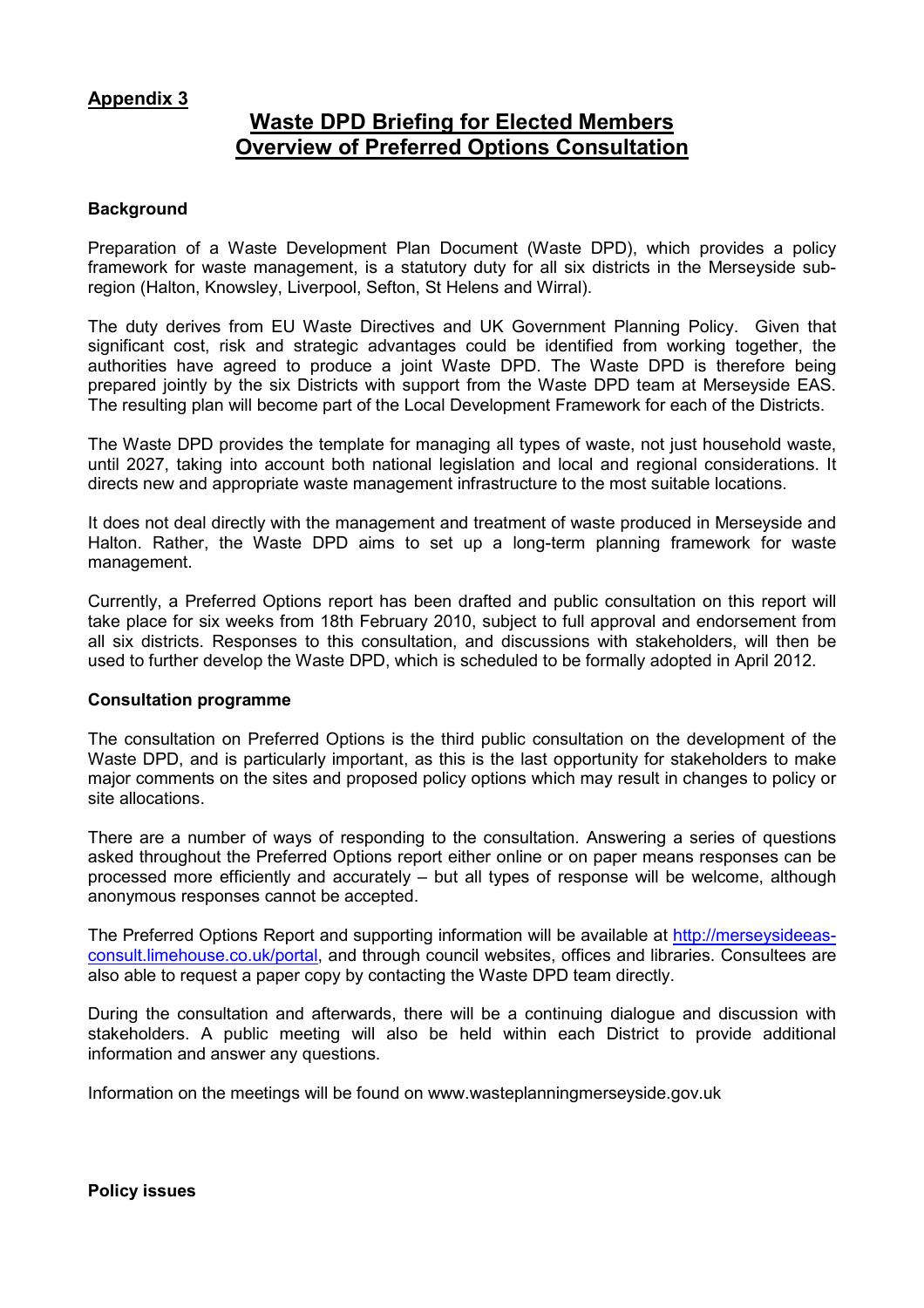**Appendix 3**

# Waste DPD Briefing for Elected Members
# Overview of Preferred Options Consultation

**Background**

Preparation of a Waste Development Plan Document (Waste DPD), which provides a policy framework for waste management, is a statutory duty for all six districts in the Merseyside sub-region (Halton, Knowsley, Liverpool, Sefton, St Helens and Wirral).

The duty derives from EU Waste Directives and UK Government Planning Policy. Given that significant cost, risk and strategic advantages could be identified from working together, the authorities have agreed to produce a joint Waste DPD. The Waste DPD is therefore being prepared jointly by the six Districts with support from the Waste DPD team at Merseyside EAS. The resulting plan will become part of the Local Development Framework for each of the Districts.

The Waste DPD provides the template for managing all types of waste, not just household waste, until 2027, taking into account both national legislation and local and regional considerations. It directs new and appropriate waste management infrastructure to the most suitable locations.

It does not deal directly with the management and treatment of waste produced in Merseyside and Halton. Rather, the Waste DPD aims to set up a long-term planning framework for waste management.

Currently, a Preferred Options report has been drafted and public consultation on this report will take place for six weeks from 18th February 2010, subject to full approval and endorsement from all six districts. Responses to this consultation, and discussions with stakeholders, will then be used to further develop the Waste DPD, which is scheduled to be formally adopted in April 2012.

**Consultation programme**

The consultation on Preferred Options is the third public consultation on the development of the Waste DPD, and is particularly important, as this is the last opportunity for stakeholders to make major comments on the sites and proposed policy options which may result in changes to policy or site allocations.

There are a number of ways of responding to the consultation. Answering a series of questions asked throughout the Preferred Options report either online or on paper means responses can be processed more efficiently and accurately – but all types of response will be welcome, although anonymous responses cannot be accepted.

The Preferred Options Report and supporting information will be available at http://merseysideeas-consult.limehouse.co.uk/portal, and through council websites, offices and libraries. Consultees are also able to request a paper copy by contacting the Waste DPD team directly.

During the consultation and afterwards, there will be a continuing dialogue and discussion with stakeholders. A public meeting will also be held within each District to provide additional information and answer any questions.

Information on the meetings will be found on www.wasteplanningmerseyside.gov.uk

**Policy issues**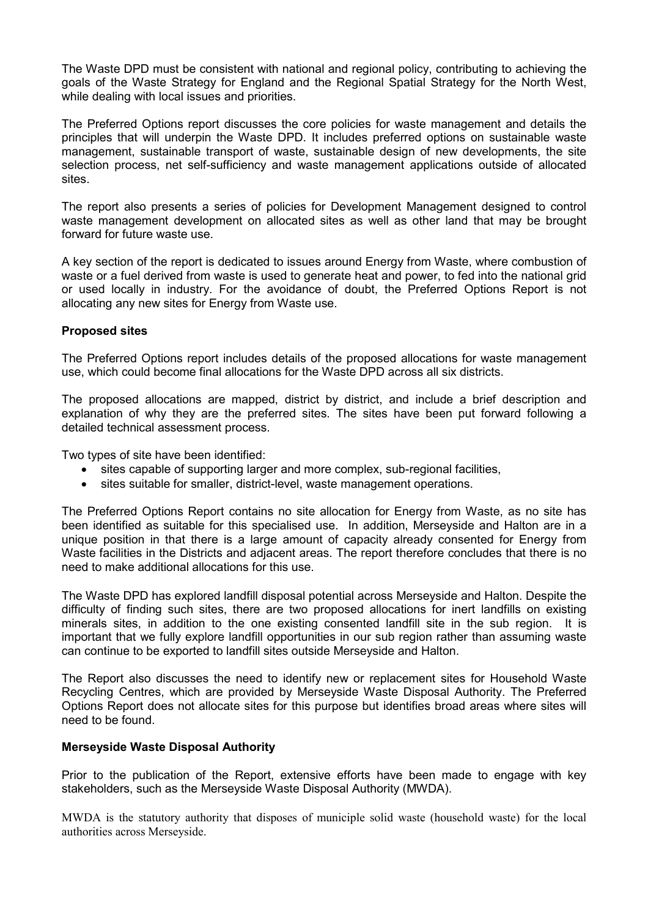The Waste DPD must be consistent with national and regional policy, contributing to achieving the goals of the Waste Strategy for England and the Regional Spatial Strategy for the North West, while dealing with local issues and priorities.

The Preferred Options report discusses the core policies for waste management and details the principles that will underpin the Waste DPD. It includes preferred options on sustainable waste management, sustainable transport of waste, sustainable design of new developments, the site selection process, net self-sufficiency and waste management applications outside of allocated sites.

The report also presents a series of policies for Development Management designed to control waste management development on allocated sites as well as other land that may be brought forward for future waste use.

A key section of the report is dedicated to issues around Energy from Waste, where combustion of waste or a fuel derived from waste is used to generate heat and power, to fed into the national grid or used locally in industry. For the avoidance of doubt, the Preferred Options Report is not allocating any new sites for Energy from Waste use.

**Proposed sites**

The Preferred Options report includes details of the proposed allocations for waste management use, which could become final allocations for the Waste DPD across all six districts.

The proposed allocations are mapped, district by district, and include a brief description and explanation of why they are the preferred sites. The sites have been put forward following a detailed technical assessment process.

Two types of site have been identified:

- sites capable of supporting larger and more complex, sub-regional facilities,
- sites suitable for smaller, district-level, waste management operations.

The Preferred Options Report contains no site allocation for Energy from Waste, as no site has been identified as suitable for this specialised use. In addition, Merseyside and Halton are in a unique position in that there is a large amount of capacity already consented for Energy from Waste facilities in the Districts and adjacent areas. The report therefore concludes that there is no need to make additional allocations for this use.

The Waste DPD has explored landfill disposal potential across Merseyside and Halton. Despite the difficulty of finding such sites, there are two proposed allocations for inert landfills on existing minerals sites, in addition to the one existing consented landfill site in the sub region. It is important that we fully explore landfill opportunities in our sub region rather than assuming waste can continue to be exported to landfill sites outside Merseyside and Halton.

The Report also discusses the need to identify new or replacement sites for Household Waste Recycling Centres, which are provided by Merseyside Waste Disposal Authority. The Preferred Options Report does not allocate sites for this purpose but identifies broad areas where sites will need to be found.

**Merseyside Waste Disposal Authority**

Prior to the publication of the Report, extensive efforts have been made to engage with key stakeholders, such as the Merseyside Waste Disposal Authority (MWDA).

MWDA is the statutory authority that disposes of municiple solid waste (household waste) for the local authorities across Merseyside.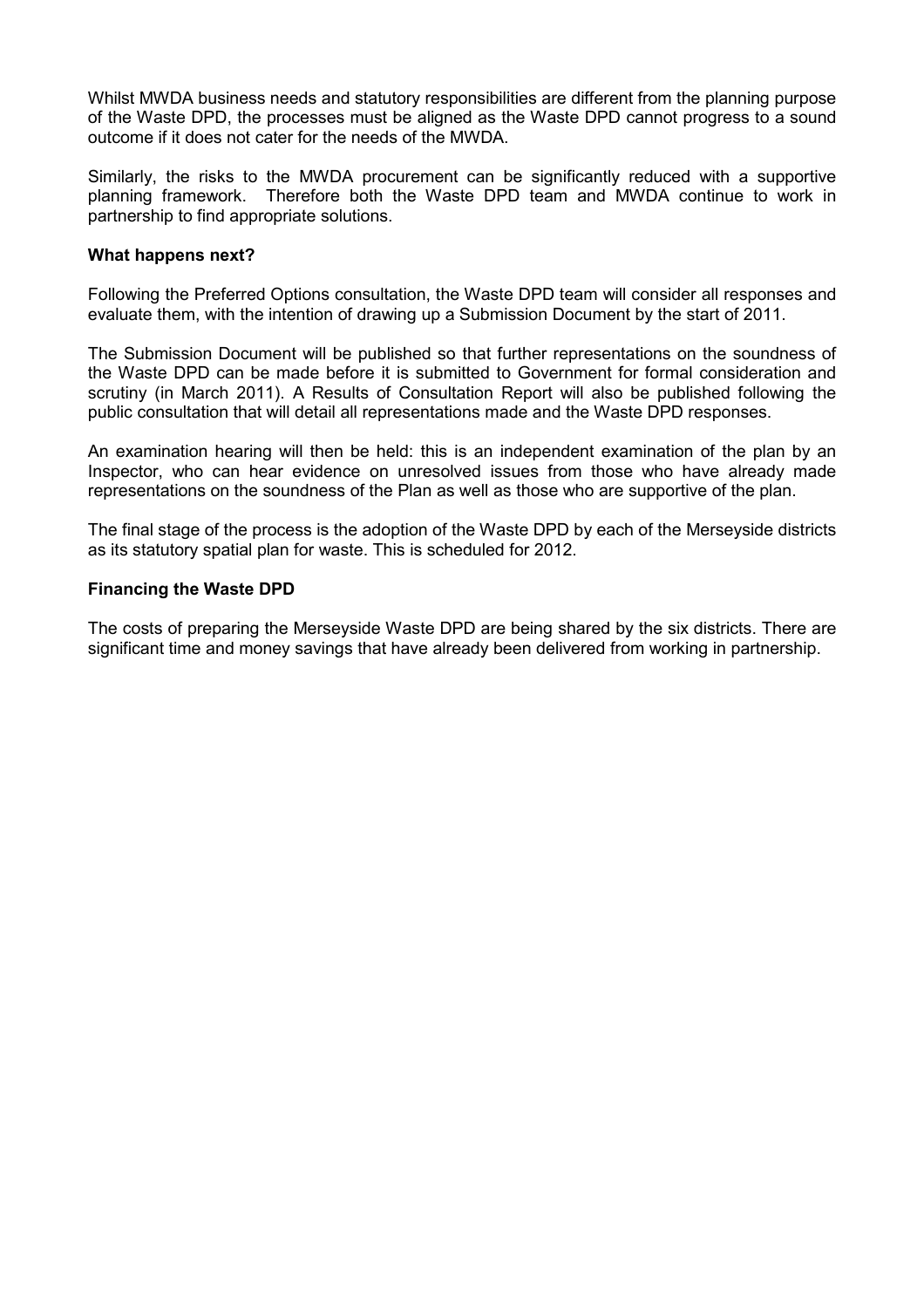Whilst MWDA business needs and statutory responsibilities are different from the planning purpose of the Waste DPD, the processes must be aligned as the Waste DPD cannot progress to a sound outcome if it does not cater for the needs of the MWDA.

Similarly, the risks to the MWDA procurement can be significantly reduced with a supportive planning framework. Therefore both the Waste DPD team and MWDA continue to work in partnership to find appropriate solutions.

**What happens next?**

Following the Preferred Options consultation, the Waste DPD team will consider all responses and evaluate them, with the intention of drawing up a Submission Document by the start of 2011.

The Submission Document will be published so that further representations on the soundness of the Waste DPD can be made before it is submitted to Government for formal consideration and scrutiny (in March 2011). A Results of Consultation Report will also be published following the public consultation that will detail all representations made and the Waste DPD responses.

An examination hearing will then be held: this is an independent examination of the plan by an Inspector, who can hear evidence on unresolved issues from those who have already made representations on the soundness of the Plan as well as those who are supportive of the plan.

The final stage of the process is the adoption of the Waste DPD by each of the Merseyside districts as its statutory spatial plan for waste. This is scheduled for 2012.

**Financing the Waste DPD**

The costs of preparing the Merseyside Waste DPD are being shared by the six districts. There are significant time and money savings that have already been delivered from working in partnership.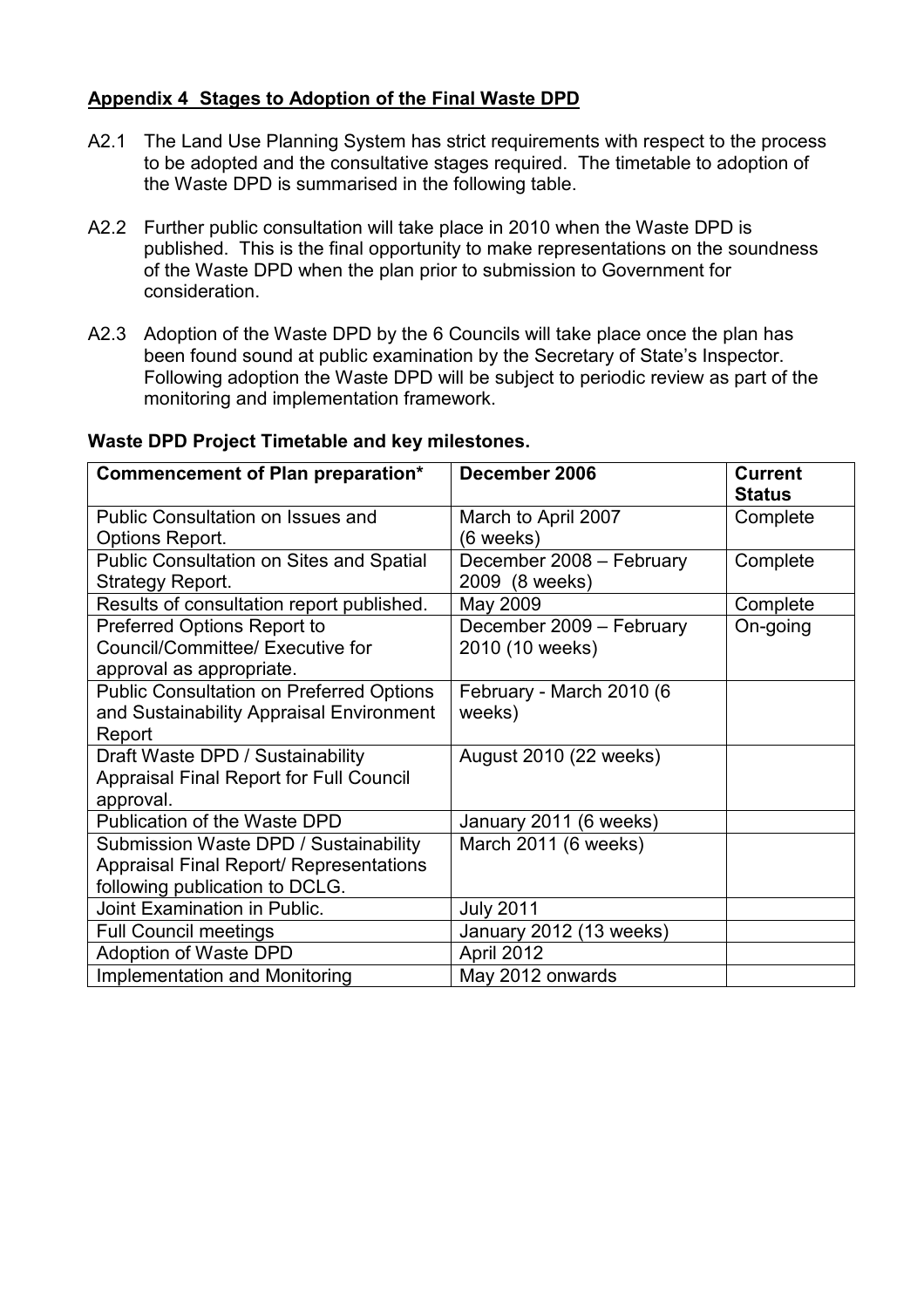## Appendix 4 Stages to Adoption of the Final Waste DPD

A2.1 The Land Use Planning System has strict requirements with respect to the process to be adopted and the consultative stages required. The timetable to adoption of the Waste DPD is summarised in the following table.

A2.2 Further public consultation will take place in 2010 when the Waste DPD is published. This is the final opportunity to make representations on the soundness of the Waste DPD when the plan prior to submission to Government for consideration.

A2.3 Adoption of the Waste DPD by the 6 Councils will take place once the plan has been found sound at public examination by the Secretary of State's Inspector. Following adoption the Waste DPD will be subject to periodic review as part of the monitoring and implementation framework.

**Waste DPD Project Timetable and key milestones.**

| Commencement of Plan preparation* | December 2006 | Current Status |
|---|---|---|
| Public Consultation on Issues and Options Report. | March to April 2007 (6 weeks) | Complete |
| Public Consultation on Sites and Spatial Strategy Report. | December 2008 – February 2009 (8 weeks) | Complete |
| Results of consultation report published. | May 2009 | Complete |
| Preferred Options Report to Council/Committee/ Executive for approval as appropriate. | December 2009 – February 2010 (10 weeks) | On-going |
| Public Consultation on Preferred Options and Sustainability Appraisal Environment Report | February - March 2010 (6 weeks) | |
| Draft Waste DPD / Sustainability Appraisal Final Report for Full Council approval. | August 2010 (22 weeks) | |
| Publication of the Waste DPD | January 2011 (6 weeks) | |
| Submission Waste DPD / Sustainability Appraisal Final Report/ Representations following publication to DCLG. | March 2011 (6 weeks) | |
| Joint Examination in Public. | July 2011 | |
| Full Council meetings | January 2012 (13 weeks) | |
| Adoption of Waste DPD | April 2012 | |
| Implementation and Monitoring | May 2012 onwards | |